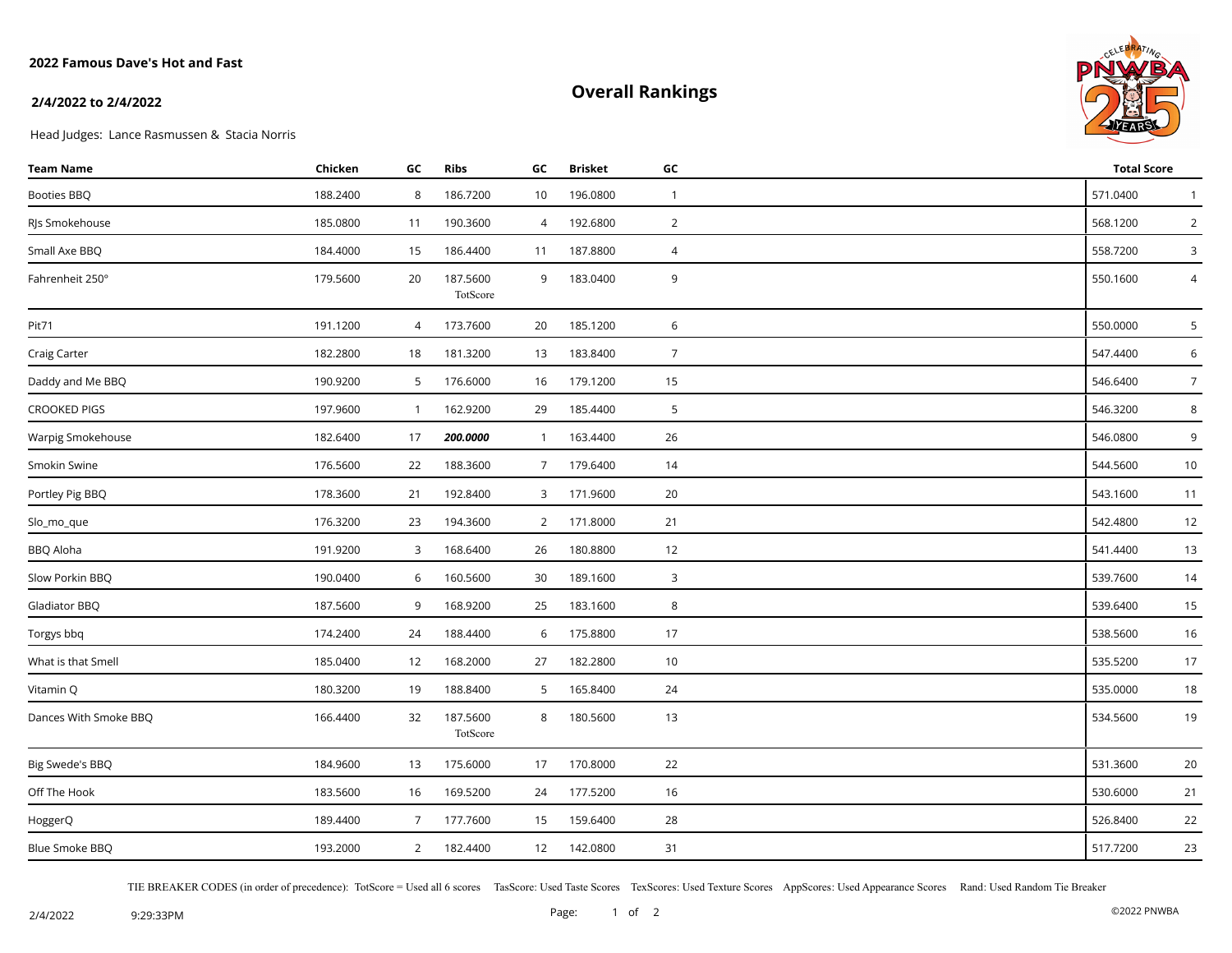**2022 Famous Dave's Hot and Fast**

**2/4/2022 to 2/4/2022**

## Overall Rankings

Head Judges: Lance Rasmussen & Stacia Norris

| Team Name | Chicken | GC | Ribs | GC | Brisket | GC | Total Score | |
|---|---|---|---|---|---|---|---|---|
| Booties BBQ | 188.2400 | 8 | 186.7200 | 10 | 196.0800 | 1 | 571.0400 | 1 |
| RJs Smokehouse | 185.0800 | 11 | 190.3600 | 4 | 192.6800 | 2 | 568.1200 | 2 |
| Small Axe BBQ | 184.4000 | 15 | 186.4400 | 11 | 187.8800 | 4 | 558.7200 | 3 |
| Fahrenheit 250° | 179.5600 | 20 | 187.5600 TotScore | 9 | 183.0400 | 9 | 550.1600 | 4 |
| Pit71 | 191.1200 | 4 | 173.7600 | 20 | 185.1200 | 6 | 550.0000 | 5 |
| Craig Carter | 182.2800 | 18 | 181.3200 | 13 | 183.8400 | 7 | 547.4400 | 6 |
| Daddy and Me BBQ | 190.9200 | 5 | 176.6000 | 16 | 179.1200 | 15 | 546.6400 | 7 |
| CROOKED PIGS | 197.9600 | 1 | 162.9200 | 29 | 185.4400 | 5 | 546.3200 | 8 |
| Warpig Smokehouse | 182.6400 | 17 | ***200.0000*** | 1 | 163.4400 | 26 | 546.0800 | 9 |
| Smokin Swine | 176.5600 | 22 | 188.3600 | 7 | 179.6400 | 14 | 544.5600 | 10 |
| Portley Pig BBQ | 178.3600 | 21 | 192.8400 | 3 | 171.9600 | 20 | 543.1600 | 11 |
| Slo_mo_que | 176.3200 | 23 | 194.3600 | 2 | 171.8000 | 21 | 542.4800 | 12 |
| BBQ Aloha | 191.9200 | 3 | 168.6400 | 26 | 180.8800 | 12 | 541.4400 | 13 |
| Slow Porkin BBQ | 190.0400 | 6 | 160.5600 | 30 | 189.1600 | 3 | 539.7600 | 14 |
| Gladiator BBQ | 187.5600 | 9 | 168.9200 | 25 | 183.1600 | 8 | 539.6400 | 15 |
| Torgys bbq | 174.2400 | 24 | 188.4400 | 6 | 175.8800 | 17 | 538.5600 | 16 |
| What is that Smell | 185.0400 | 12 | 168.2000 | 27 | 182.2800 | 10 | 535.5200 | 17 |
| Vitamin Q | 180.3200 | 19 | 188.8400 | 5 | 165.8400 | 24 | 535.0000 | 18 |
| Dances With Smoke BBQ | 166.4400 | 32 | 187.5600 TotScore | 8 | 180.5600 | 13 | 534.5600 | 19 |
| Big Swede's BBQ | 184.9600 | 13 | 175.6000 | 17 | 170.8000 | 22 | 531.3600 | 20 |
| Off The Hook | 183.5600 | 16 | 169.5200 | 24 | 177.5200 | 16 | 530.6000 | 21 |
| HoggerQ | 189.4400 | 7 | 177.7600 | 15 | 159.6400 | 28 | 526.8400 | 22 |
| Blue Smoke BBQ | 193.2000 | 2 | 182.4400 | 12 | 142.0800 | 31 | 517.7200 | 23 |

TIE BREAKER CODES (in order of precedence): TotScore = Used all 6 scores TasScore: Used Taste Scores TexScores: Used Texture Scores AppScores: Used Appearance Scores Rand: Used Random Tie Breaker

2/4/2022 9:29:33PM ©2022 PNWBA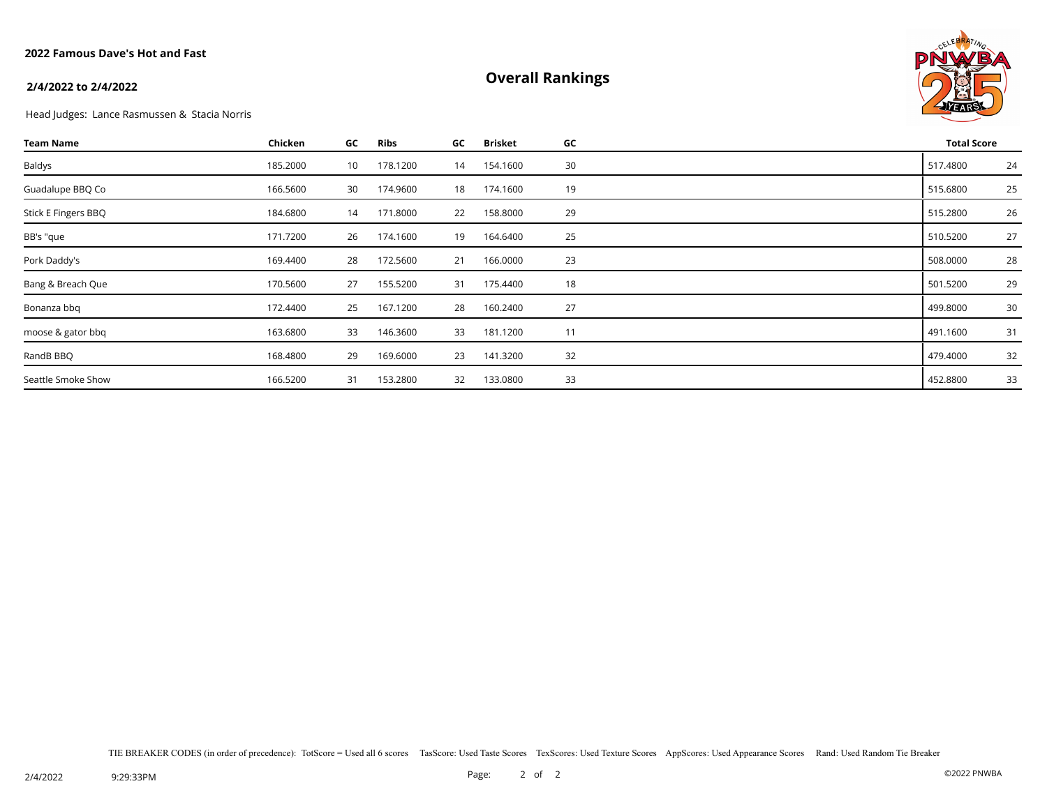**2022 Famous Dave's Hot and Fast**

**2/4/2022 to 2/4/2022**

## Overall Rankings

Head Judges: Lance Rasmussen & Stacia Norris

| Team Name | Chicken | GC | Ribs | GC | Brisket | GC | Total Score | |
|---|---|---|---|---|---|---|---|---|
| Baldys | 185.2000 | 10 | 178.1200 | 14 | 154.1600 | 30 | 517.4800 | 24 |
| Guadalupe BBQ Co | 166.5600 | 30 | 174.9600 | 18 | 174.1600 | 19 | 515.6800 | 25 |
| Stick E Fingers BBQ | 184.6800 | 14 | 171.8000 | 22 | 158.8000 | 29 | 515.2800 | 26 |
| BB's "que | 171.7200 | 26 | 174.1600 | 19 | 164.6400 | 25 | 510.5200 | 27 |
| Pork Daddy's | 169.4400 | 28 | 172.5600 | 21 | 166.0000 | 23 | 508.0000 | 28 |
| Bang & Breach Que | 170.5600 | 27 | 155.5200 | 31 | 175.4400 | 18 | 501.5200 | 29 |
| Bonanza bbq | 172.4400 | 25 | 167.1200 | 28 | 160.2400 | 27 | 499.8000 | 30 |
| moose & gator bbq | 163.6800 | 33 | 146.3600 | 33 | 181.1200 | 11 | 491.1600 | 31 |
| RandB BBQ | 168.4800 | 29 | 169.6000 | 23 | 141.3200 | 32 | 479.4000 | 32 |
| Seattle Smoke Show | 166.5200 | 31 | 153.2800 | 32 | 133.0800 | 33 | 452.8800 | 33 |

TIE BREAKER CODES (in order of precedence): TotScore = Used all 6 scores TasScore: Used Taste Scores TexScores: Used Texture Scores AppScores: Used Appearance Scores Rand: Used Random Tie Breaker

2/4/2022 9:29:33PM ©2022 PNWBA